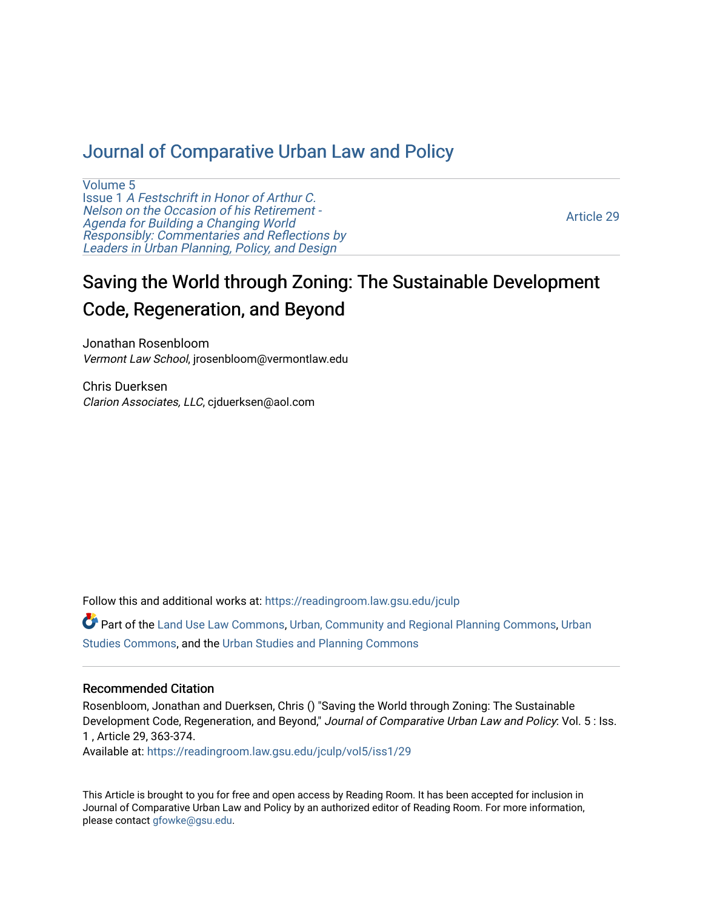# Journal of Comparative Urban Law and Policy

Volume 5
Issue 1 *A Festschrift in Honor of Arthur C. Nelson on the Occasion of his Retirement - Agenda for Building a Changing World Responsibly: Commentaries and Reflections by Leaders in Urban Planning, Policy, and Design*

Article 29

## Saving the World through Zoning: The Sustainable Development Code, Regeneration, and Beyond

Jonathan Rosenbloom
*Vermont Law School*, jrosenbloom@vermontlaw.edu

Chris Duerksen
*Clarion Associates, LLC*, cjduerksen@aol.com

Follow this and additional works at: https://readingroom.law.gsu.edu/jculp

Part of the Land Use Law Commons, Urban, Community and Regional Planning Commons, Urban Studies Commons, and the Urban Studies and Planning Commons

### Recommended Citation

Rosenbloom, Jonathan and Duerksen, Chris () "Saving the World through Zoning: The Sustainable Development Code, Regeneration, and Beyond," *Journal of Comparative Urban Law and Policy*: Vol. 5 : Iss. 1 , Article 29, 363-374.
Available at: https://readingroom.law.gsu.edu/jculp/vol5/iss1/29

This Article is brought to you for free and open access by Reading Room. It has been accepted for inclusion in Journal of Comparative Urban Law and Policy by an authorized editor of Reading Room. For more information, please contact gfowke@gsu.edu.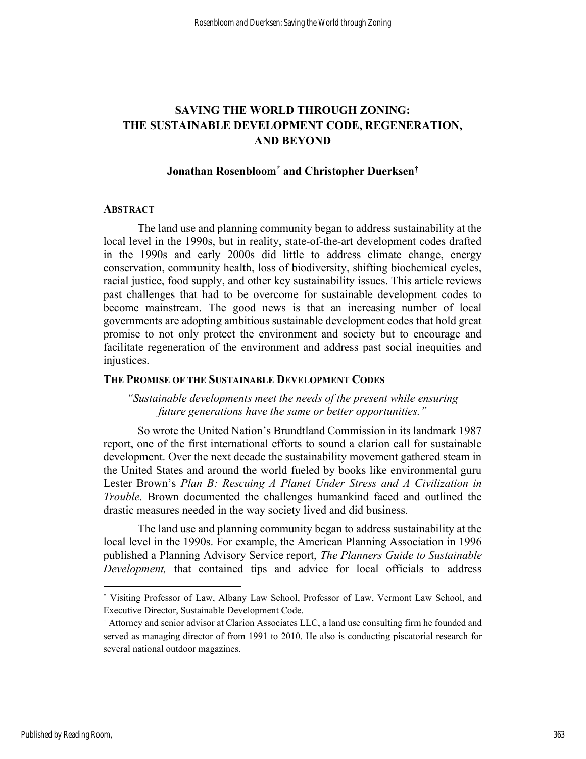# SAVING THE WORLD THROUGH ZONING: THE SUSTAINABLE DEVELOPMENT CODE, REGENERATION, AND BEYOND

**Jonathan Rosenbloom[*] and Christopher Duerksen[†]**

## ABSTRACT

The land use and planning community began to address sustainability at the local level in the 1990s, but in reality, state-of-the-art development codes drafted in the 1990s and early 2000s did little to address climate change, energy conservation, community health, loss of biodiversity, shifting biochemical cycles, racial justice, food supply, and other key sustainability issues. This article reviews past challenges that had to be overcome for sustainable development codes to become mainstream. The good news is that an increasing number of local governments are adopting ambitious sustainable development codes that hold great promise to not only protect the environment and society but to encourage and facilitate regeneration of the environment and address past social inequities and injustices.

## THE PROMISE OF THE SUSTAINABLE DEVELOPMENT CODES

*"Sustainable developments meet the needs of the present while ensuring future generations have the same or better opportunities."*

So wrote the United Nation's Brundtland Commission in its landmark 1987 report, one of the first international efforts to sound a clarion call for sustainable development. Over the next decade the sustainability movement gathered steam in the United States and around the world fueled by books like environmental guru Lester Brown's *Plan B: Rescuing A Planet Under Stress and A Civilization in Trouble.* Brown documented the challenges humankind faced and outlined the drastic measures needed in the way society lived and did business.

The land use and planning community began to address sustainability at the local level in the 1990s. For example, the American Planning Association in 1996 published a Planning Advisory Service report, *The Planners Guide to Sustainable Development,* that contained tips and advice for local officials to address

---

[*] Visiting Professor of Law, Albany Law School, Professor of Law, Vermont Law School, and Executive Director, Sustainable Development Code.

[†] Attorney and senior advisor at Clarion Associates LLC, a land use consulting firm he founded and served as managing director of from 1991 to 2010. He also is conducting piscatorial research for several national outdoor magazines.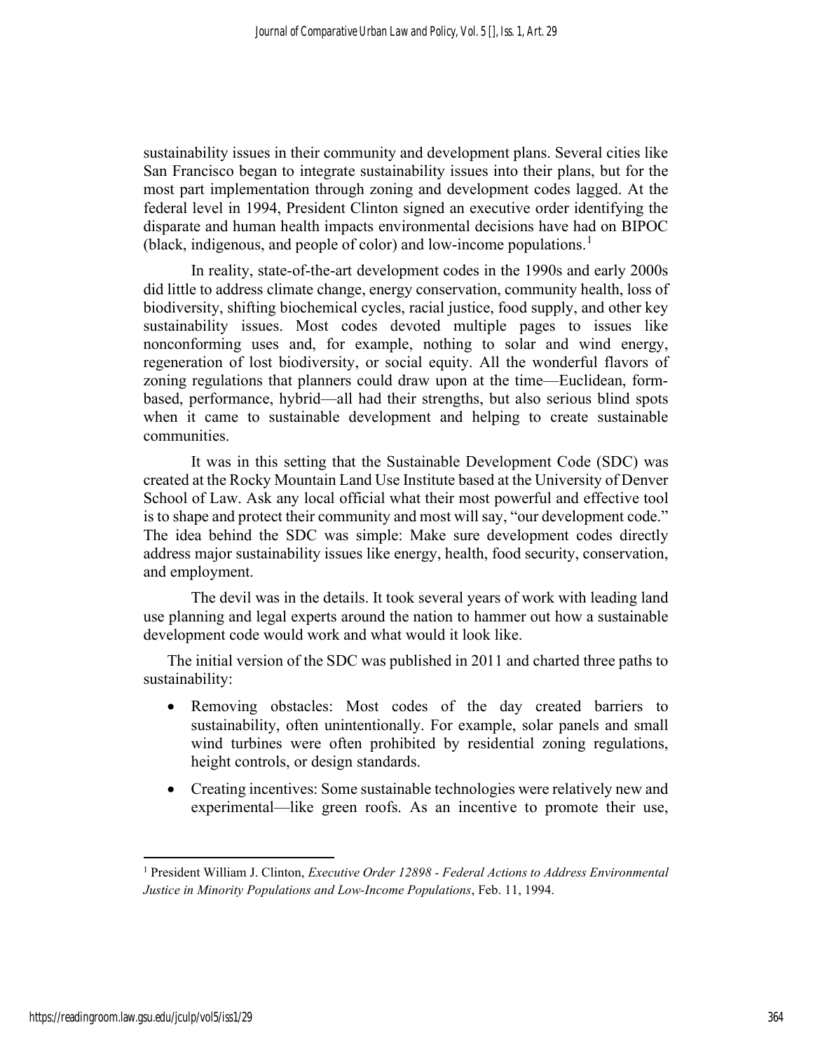sustainability issues in their community and development plans. Several cities like San Francisco began to integrate sustainability issues into their plans, but for the most part implementation through zoning and development codes lagged. At the federal level in 1994, President Clinton signed an executive order identifying the disparate and human health impacts environmental decisions have had on BIPOC (black, indigenous, and people of color) and low-income populations.[1]

In reality, state-of-the-art development codes in the 1990s and early 2000s did little to address climate change, energy conservation, community health, loss of biodiversity, shifting biochemical cycles, racial justice, food supply, and other key sustainability issues. Most codes devoted multiple pages to issues like nonconforming uses and, for example, nothing to solar and wind energy, regeneration of lost biodiversity, or social equity. All the wonderful flavors of zoning regulations that planners could draw upon at the time—Euclidean, form-based, performance, hybrid—all had their strengths, but also serious blind spots when it came to sustainable development and helping to create sustainable communities.

It was in this setting that the Sustainable Development Code (SDC) was created at the Rocky Mountain Land Use Institute based at the University of Denver School of Law. Ask any local official what their most powerful and effective tool is to shape and protect their community and most will say, "our development code." The idea behind the SDC was simple: Make sure development codes directly address major sustainability issues like energy, health, food security, conservation, and employment.

The devil was in the details. It took several years of work with leading land use planning and legal experts around the nation to hammer out how a sustainable development code would work and what would it look like.

The initial version of the SDC was published in 2011 and charted three paths to sustainability:

- Removing obstacles: Most codes of the day created barriers to sustainability, often unintentionally. For example, solar panels and small wind turbines were often prohibited by residential zoning regulations, height controls, or design standards.
- Creating incentives: Some sustainable technologies were relatively new and experimental—like green roofs. As an incentive to promote their use,

[1] President William J. Clinton, *Executive Order 12898 - Federal Actions to Address Environmental Justice in Minority Populations and Low-Income Populations*, Feb. 11, 1994.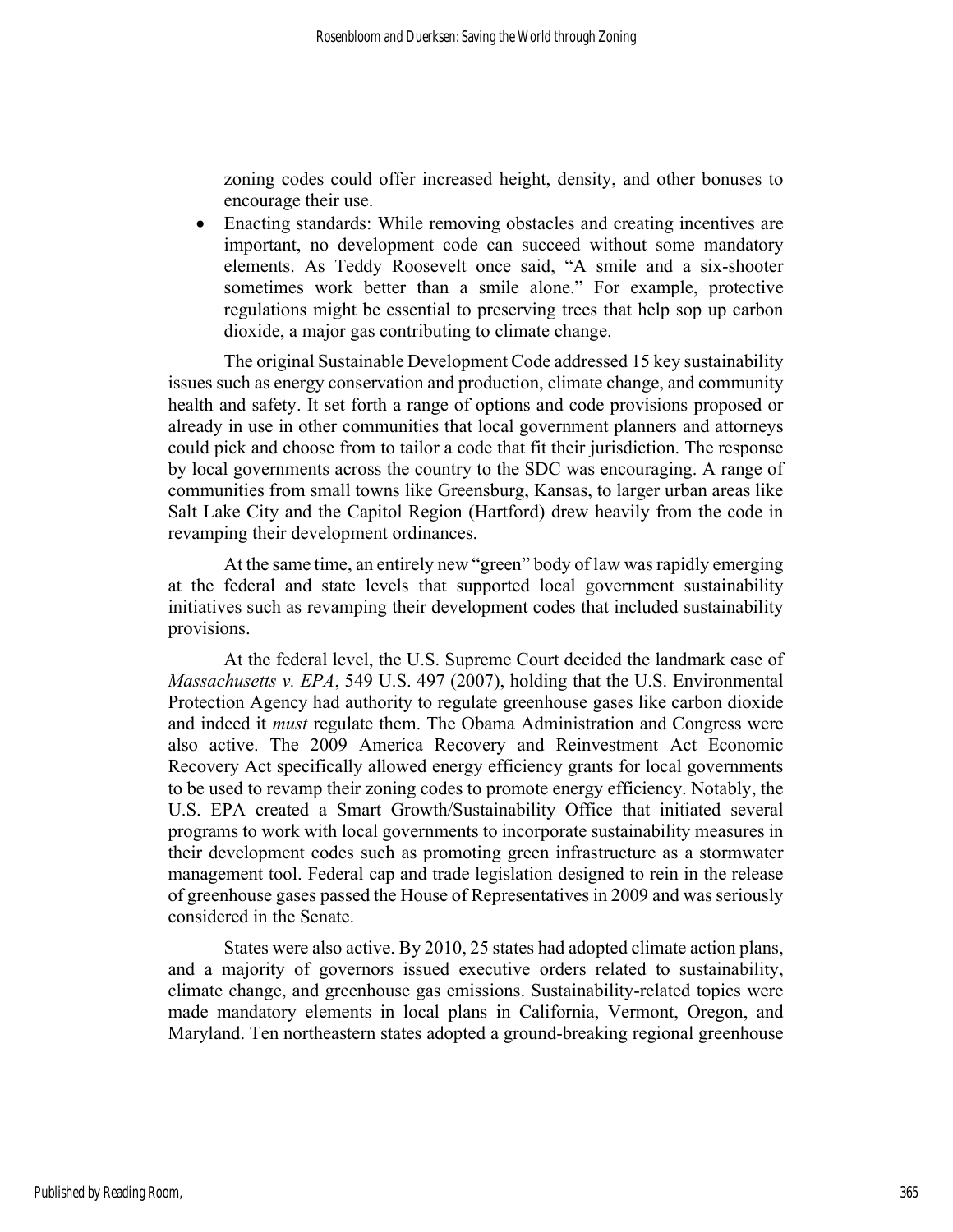zoning codes could offer increased height, density, and other bonuses to encourage their use.

- Enacting standards: While removing obstacles and creating incentives are important, no development code can succeed without some mandatory elements. As Teddy Roosevelt once said, "A smile and a six-shooter sometimes work better than a smile alone." For example, protective regulations might be essential to preserving trees that help sop up carbon dioxide, a major gas contributing to climate change.

The original Sustainable Development Code addressed 15 key sustainability issues such as energy conservation and production, climate change, and community health and safety. It set forth a range of options and code provisions proposed or already in use in other communities that local government planners and attorneys could pick and choose from to tailor a code that fit their jurisdiction. The response by local governments across the country to the SDC was encouraging. A range of communities from small towns like Greensburg, Kansas, to larger urban areas like Salt Lake City and the Capitol Region (Hartford) drew heavily from the code in revamping their development ordinances.

At the same time, an entirely new "green" body of law was rapidly emerging at the federal and state levels that supported local government sustainability initiatives such as revamping their development codes that included sustainability provisions.

At the federal level, the U.S. Supreme Court decided the landmark case of *Massachusetts v. EPA*, 549 U.S. 497 (2007), holding that the U.S. Environmental Protection Agency had authority to regulate greenhouse gases like carbon dioxide and indeed it *must* regulate them. The Obama Administration and Congress were also active. The 2009 America Recovery and Reinvestment Act Economic Recovery Act specifically allowed energy efficiency grants for local governments to be used to revamp their zoning codes to promote energy efficiency. Notably, the U.S. EPA created a Smart Growth/Sustainability Office that initiated several programs to work with local governments to incorporate sustainability measures in their development codes such as promoting green infrastructure as a stormwater management tool. Federal cap and trade legislation designed to rein in the release of greenhouse gases passed the House of Representatives in 2009 and was seriously considered in the Senate.

States were also active. By 2010, 25 states had adopted climate action plans, and a majority of governors issued executive orders related to sustainability, climate change, and greenhouse gas emissions. Sustainability-related topics were made mandatory elements in local plans in California, Vermont, Oregon, and Maryland. Ten northeastern states adopted a ground-breaking regional greenhouse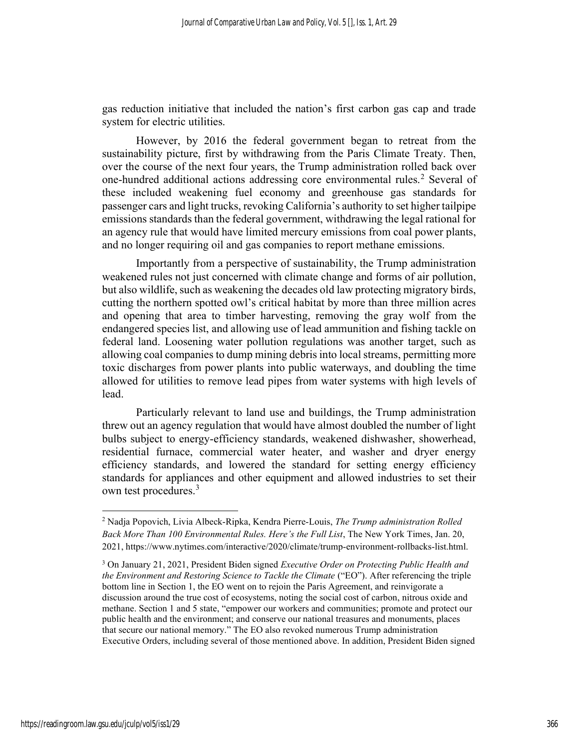gas reduction initiative that included the nation's first carbon gas cap and trade system for electric utilities.

However, by 2016 the federal government began to retreat from the sustainability picture, first by withdrawing from the Paris Climate Treaty. Then, over the course of the next four years, the Trump administration rolled back over one-hundred additional actions addressing core environmental rules.[2] Several of these included weakening fuel economy and greenhouse gas standards for passenger cars and light trucks, revoking California's authority to set higher tailpipe emissions standards than the federal government, withdrawing the legal rational for an agency rule that would have limited mercury emissions from coal power plants, and no longer requiring oil and gas companies to report methane emissions.

Importantly from a perspective of sustainability, the Trump administration weakened rules not just concerned with climate change and forms of air pollution, but also wildlife, such as weakening the decades old law protecting migratory birds, cutting the northern spotted owl's critical habitat by more than three million acres and opening that area to timber harvesting, removing the gray wolf from the endangered species list, and allowing use of lead ammunition and fishing tackle on federal land. Loosening water pollution regulations was another target, such as allowing coal companies to dump mining debris into local streams, permitting more toxic discharges from power plants into public waterways, and doubling the time allowed for utilities to remove lead pipes from water systems with high levels of lead.

Particularly relevant to land use and buildings, the Trump administration threw out an agency regulation that would have almost doubled the number of light bulbs subject to energy-efficiency standards, weakened dishwasher, showerhead, residential furnace, commercial water heater, and washer and dryer energy efficiency standards, and lowered the standard for setting energy efficiency standards for appliances and other equipment and allowed industries to set their own test procedures.[3]

---

[2] Nadja Popovich, Livia Albeck-Ripka, Kendra Pierre-Louis, *The Trump administration Rolled Back More Than 100 Environmental Rules. Here's the Full List*, The New York Times, Jan. 20, 2021, https://www.nytimes.com/interactive/2020/climate/trump-environment-rollbacks-list.html.

[3] On January 21, 2021, President Biden signed *Executive Order on Protecting Public Health and the Environment and Restoring Science to Tackle the Climate* ("EO"). After referencing the triple bottom line in Section 1, the EO went on to rejoin the Paris Agreement, and reinvigorate a discussion around the true cost of ecosystems, noting the social cost of carbon, nitrous oxide and methane. Section 1 and 5 state, "empower our workers and communities; promote and protect our public health and the environment; and conserve our national treasures and monuments, places that secure our national memory." The EO also revoked numerous Trump administration Executive Orders, including several of those mentioned above. In addition, President Biden signed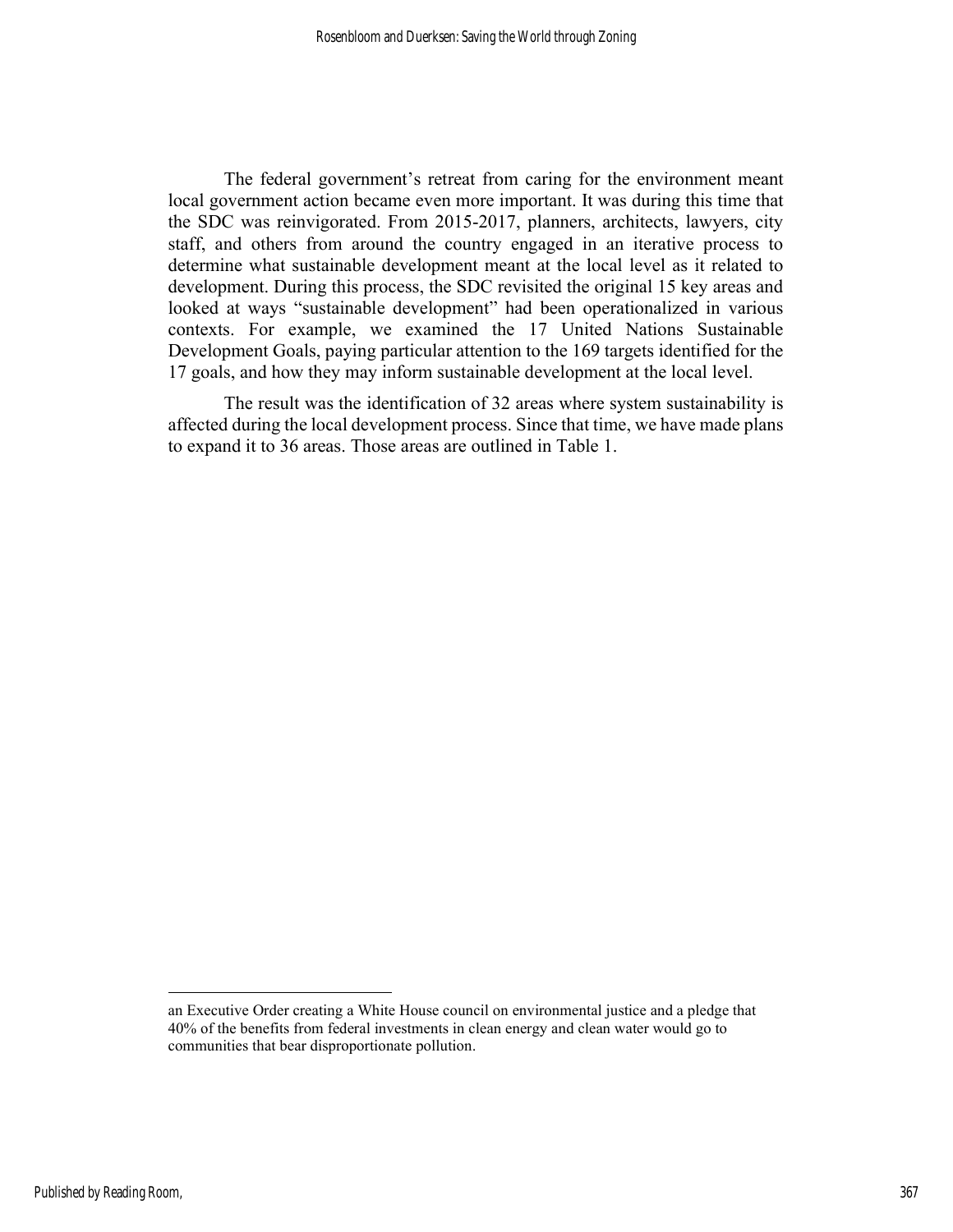The federal government's retreat from caring for the environment meant local government action became even more important. It was during this time that the SDC was reinvigorated. From 2015-2017, planners, architects, lawyers, city staff, and others from around the country engaged in an iterative process to determine what sustainable development meant at the local level as it related to development. During this process, the SDC revisited the original 15 key areas and looked at ways "sustainable development" had been operationalized in various contexts. For example, we examined the 17 United Nations Sustainable Development Goals, paying particular attention to the 169 targets identified for the 17 goals, and how they may inform sustainable development at the local level.

The result was the identification of 32 areas where system sustainability is affected during the local development process. Since that time, we have made plans to expand it to 36 areas. Those areas are outlined in Table 1.

---

an Executive Order creating a White House council on environmental justice and a pledge that 40% of the benefits from federal investments in clean energy and clean water would go to communities that bear disproportionate pollution.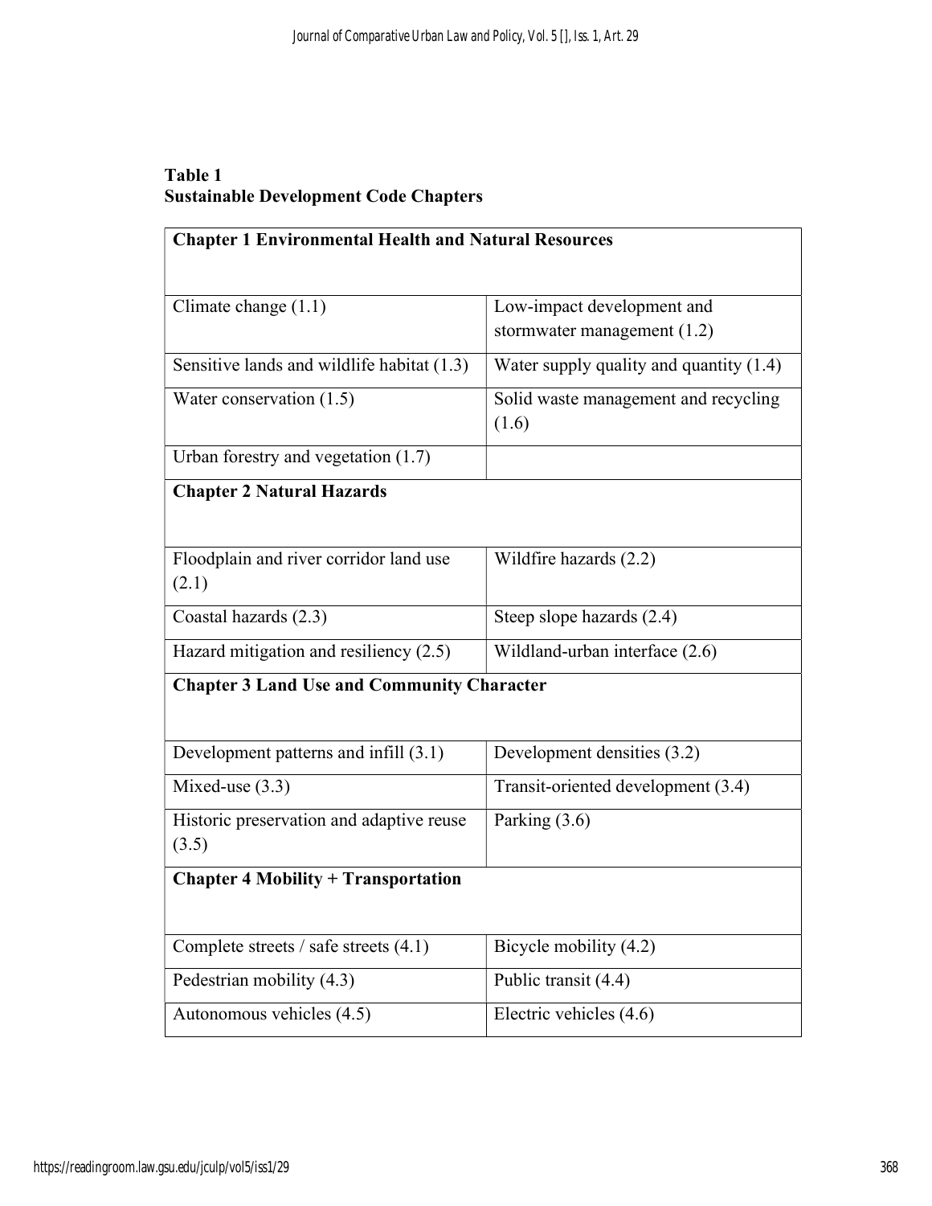**Table 1**
**Sustainable Development Code Chapters**

| **Chapter 1 Environmental Health and Natural Resources** | |
|---|---|
| Climate change (1.1) | Low-impact development and stormwater management (1.2) |
| Sensitive lands and wildlife habitat (1.3) | Water supply quality and quantity (1.4) |
| Water conservation (1.5) | Solid waste management and recycling (1.6) |
| Urban forestry and vegetation (1.7) | |
| **Chapter 2 Natural Hazards** | |
| Floodplain and river corridor land use (2.1) | Wildfire hazards (2.2) |
| Coastal hazards (2.3) | Steep slope hazards (2.4) |
| Hazard mitigation and resiliency (2.5) | Wildland-urban interface (2.6) |
| **Chapter 3 Land Use and Community Character** | |
| Development patterns and infill (3.1) | Development densities (3.2) |
| Mixed-use (3.3) | Transit-oriented development (3.4) |
| Historic preservation and adaptive reuse (3.5) | Parking (3.6) |
| **Chapter 4 Mobility + Transportation** | |
| Complete streets / safe streets (4.1) | Bicycle mobility (4.2) |
| Pedestrian mobility (4.3) | Public transit (4.4) |
| Autonomous vehicles (4.5) | Electric vehicles (4.6) |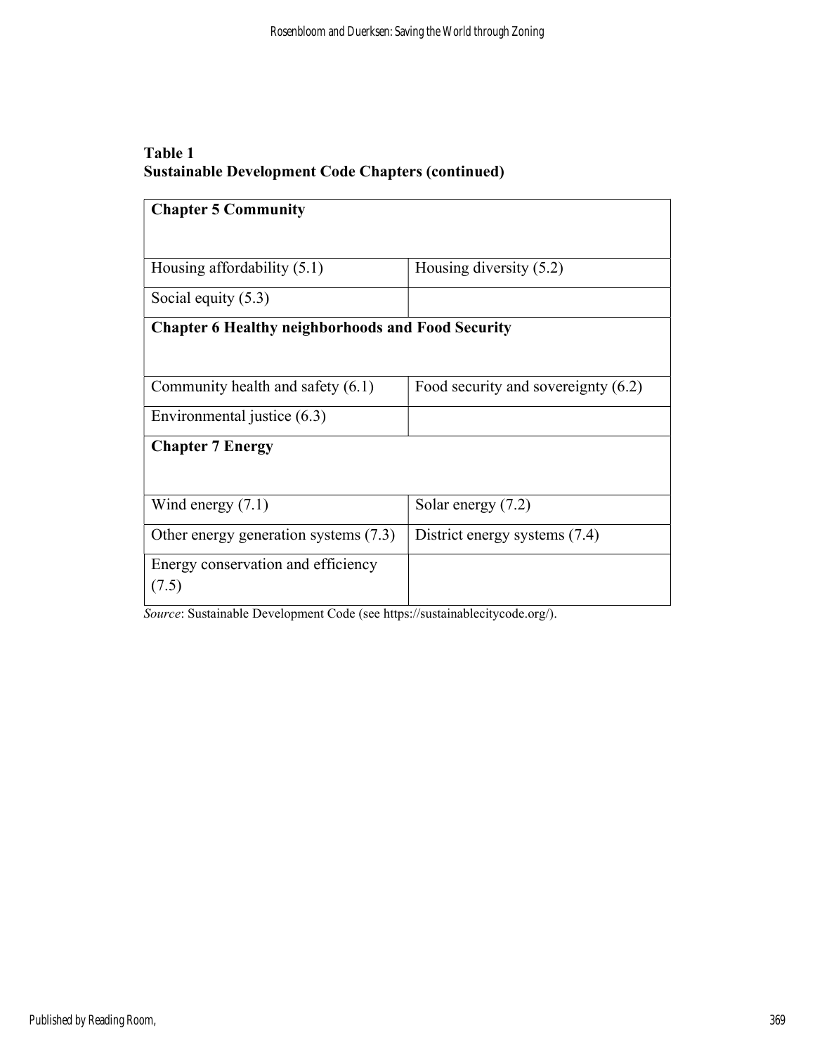**Table 1**
**Sustainable Development Code Chapters (continued)**

| **Chapter 5 Community** | |
|---|---|
| Housing affordability (5.1) | Housing diversity (5.2) |
| Social equity (5.3) | |
| **Chapter 6 Healthy neighborhoods and Food Security** | |
| Community health and safety (6.1) | Food security and sovereignty (6.2) |
| Environmental justice (6.3) | |
| **Chapter 7 Energy** | |
| Wind energy (7.1) | Solar energy (7.2) |
| Other energy generation systems (7.3) | District energy systems (7.4) |
| Energy conservation and efficiency (7.5) | |

*Source*: Sustainable Development Code (see https://sustainablecitycode.org/).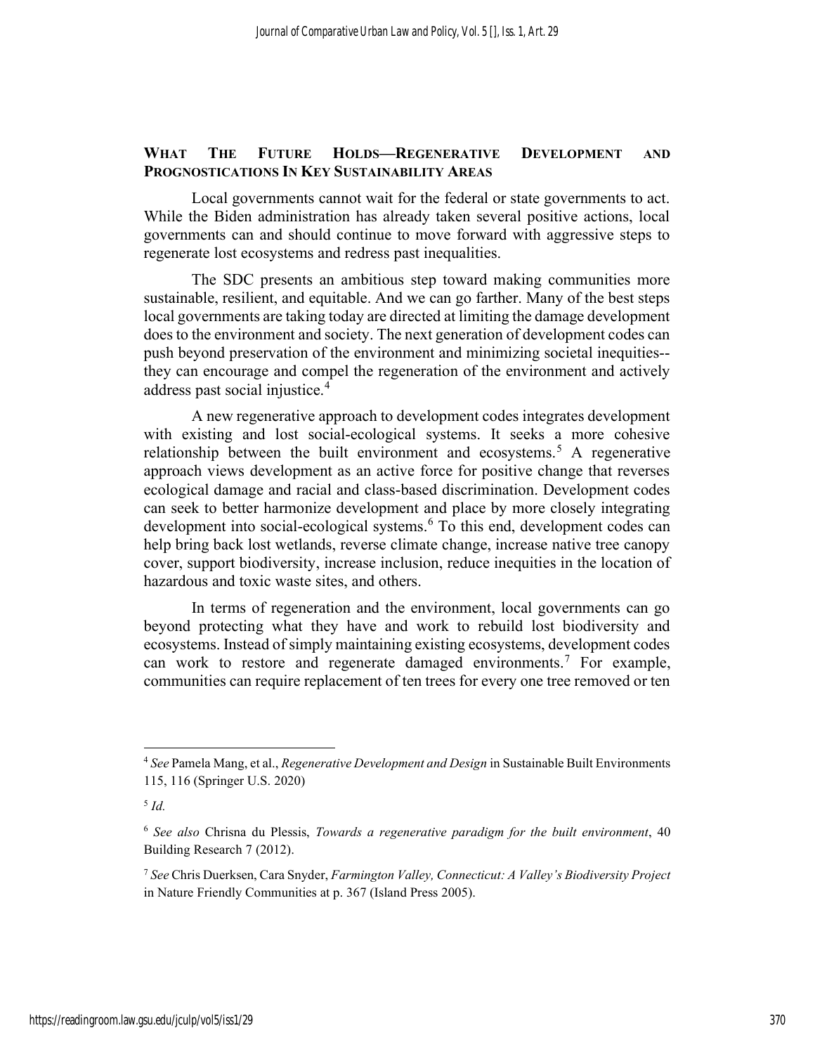## WHAT THE FUTURE HOLDS—REGENERATIVE DEVELOPMENT AND PROGNOSTICATIONS IN KEY SUSTAINABILITY AREAS

Local governments cannot wait for the federal or state governments to act. While the Biden administration has already taken several positive actions, local governments can and should continue to move forward with aggressive steps to regenerate lost ecosystems and redress past inequalities.

The SDC presents an ambitious step toward making communities more sustainable, resilient, and equitable. And we can go farther. Many of the best steps local governments are taking today are directed at limiting the damage development does to the environment and society. The next generation of development codes can push beyond preservation of the environment and minimizing societal inequities--they can encourage and compel the regeneration of the environment and actively address past social injustice.[4]

A new regenerative approach to development codes integrates development with existing and lost social-ecological systems. It seeks a more cohesive relationship between the built environment and ecosystems.[5] A regenerative approach views development as an active force for positive change that reverses ecological damage and racial and class-based discrimination. Development codes can seek to better harmonize development and place by more closely integrating development into social-ecological systems.[6] To this end, development codes can help bring back lost wetlands, reverse climate change, increase native tree canopy cover, support biodiversity, increase inclusion, reduce inequities in the location of hazardous and toxic waste sites, and others.

In terms of regeneration and the environment, local governments can go beyond protecting what they have and work to rebuild lost biodiversity and ecosystems. Instead of simply maintaining existing ecosystems, development codes can work to restore and regenerate damaged environments.[7] For example, communities can require replacement of ten trees for every one tree removed or ten

---

[4] *See* Pamela Mang, et al., *Regenerative Development and Design* in Sustainable Built Environments 115, 116 (Springer U.S. 2020)

[5] *Id.*

[6] *See also* Chrisna du Plessis, *Towards a regenerative paradigm for the built environment*, 40 Building Research 7 (2012).

[7] *See* Chris Duerksen, Cara Snyder, *Farmington Valley, Connecticut: A Valley's Biodiversity Project* in Nature Friendly Communities at p. 367 (Island Press 2005).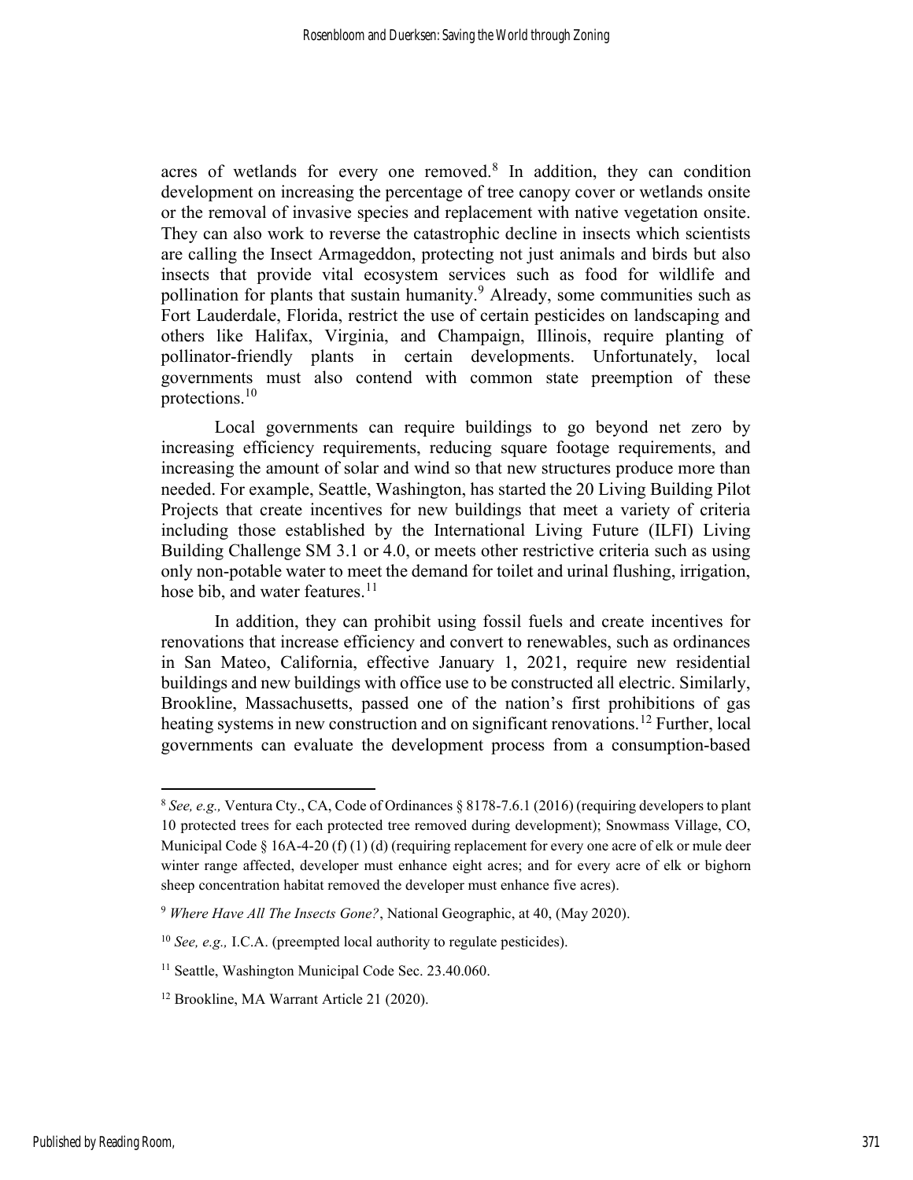acres of wetlands for every one removed.[8] In addition, they can condition development on increasing the percentage of tree canopy cover or wetlands onsite or the removal of invasive species and replacement with native vegetation onsite. They can also work to reverse the catastrophic decline in insects which scientists are calling the Insect Armageddon, protecting not just animals and birds but also insects that provide vital ecosystem services such as food for wildlife and pollination for plants that sustain humanity.[9] Already, some communities such as Fort Lauderdale, Florida, restrict the use of certain pesticides on landscaping and others like Halifax, Virginia, and Champaign, Illinois, require planting of pollinator-friendly plants in certain developments. Unfortunately, local governments must also contend with common state preemption of these protections.[10]

Local governments can require buildings to go beyond net zero by increasing efficiency requirements, reducing square footage requirements, and increasing the amount of solar and wind so that new structures produce more than needed. For example, Seattle, Washington, has started the 20 Living Building Pilot Projects that create incentives for new buildings that meet a variety of criteria including those established by the International Living Future (ILFI) Living Building Challenge SM 3.1 or 4.0, or meets other restrictive criteria such as using only non-potable water to meet the demand for toilet and urinal flushing, irrigation, hose bib, and water features.[11]

In addition, they can prohibit using fossil fuels and create incentives for renovations that increase efficiency and convert to renewables, such as ordinances in San Mateo, California, effective January 1, 2021, require new residential buildings and new buildings with office use to be constructed all electric. Similarly, Brookline, Massachusetts, passed one of the nation's first prohibitions of gas heating systems in new construction and on significant renovations.[12] Further, local governments can evaluate the development process from a consumption-based

---

[8] *See, e.g.,* Ventura Cty., CA, Code of Ordinances § 8178-7.6.1 (2016) (requiring developers to plant 10 protected trees for each protected tree removed during development); Snowmass Village, CO, Municipal Code § 16A-4-20 (f) (1) (d) (requiring replacement for every one acre of elk or mule deer winter range affected, developer must enhance eight acres; and for every acre of elk or bighorn sheep concentration habitat removed the developer must enhance five acres).

[9] *Where Have All The Insects Gone?*, National Geographic, at 40, (May 2020).

[10] *See, e.g.,* I.C.A. (preempted local authority to regulate pesticides).

[11] Seattle, Washington Municipal Code Sec. 23.40.060.

[12] Brookline, MA Warrant Article 21 (2020).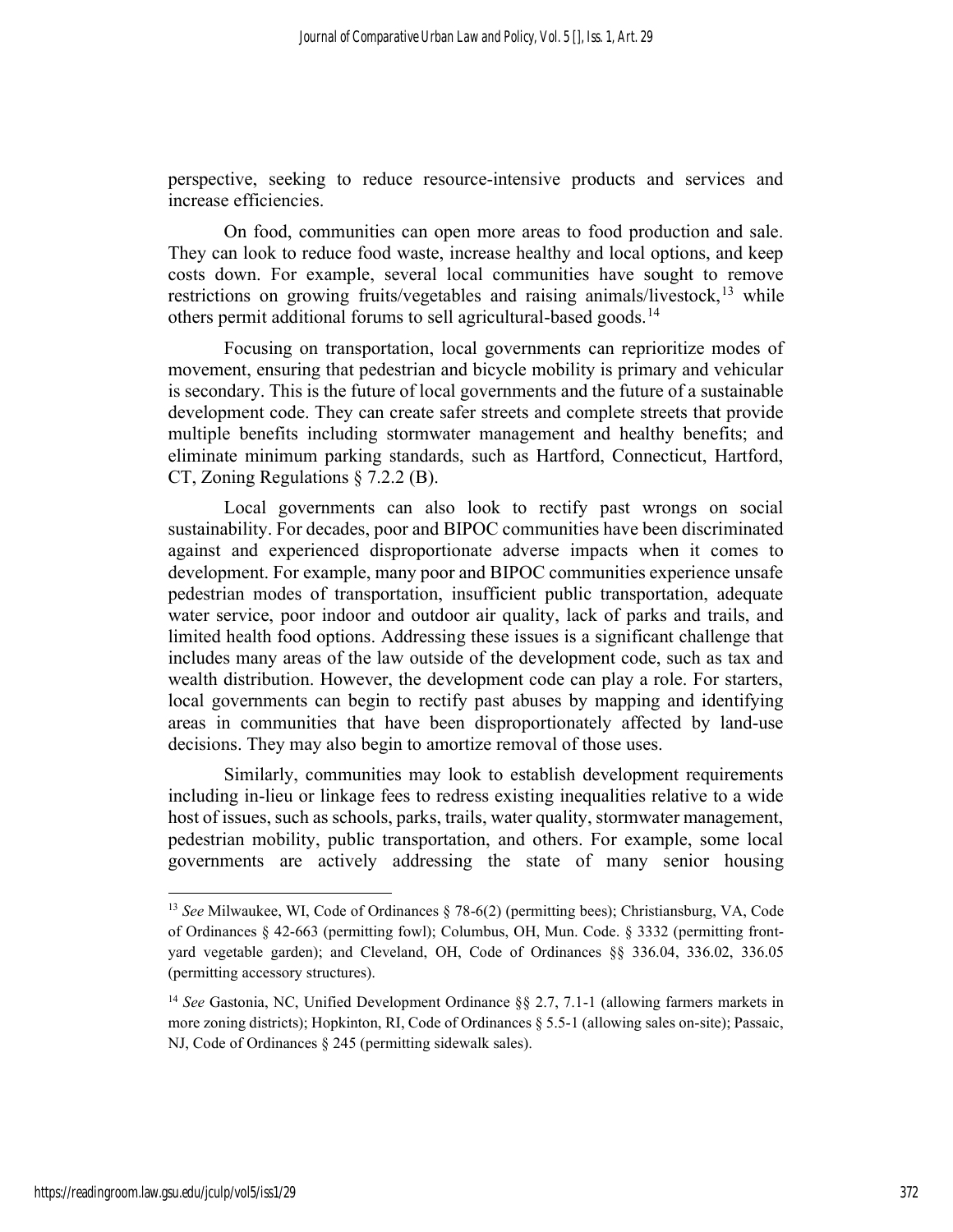perspective, seeking to reduce resource-intensive products and services and increase efficiencies.

On food, communities can open more areas to food production and sale. They can look to reduce food waste, increase healthy and local options, and keep costs down. For example, several local communities have sought to remove restrictions on growing fruits/vegetables and raising animals/livestock,[13] while others permit additional forums to sell agricultural-based goods.[14]

Focusing on transportation, local governments can reprioritize modes of movement, ensuring that pedestrian and bicycle mobility is primary and vehicular is secondary. This is the future of local governments and the future of a sustainable development code. They can create safer streets and complete streets that provide multiple benefits including stormwater management and healthy benefits; and eliminate minimum parking standards, such as Hartford, Connecticut, Hartford, CT, Zoning Regulations § 7.2.2 (B).

Local governments can also look to rectify past wrongs on social sustainability. For decades, poor and BIPOC communities have been discriminated against and experienced disproportionate adverse impacts when it comes to development. For example, many poor and BIPOC communities experience unsafe pedestrian modes of transportation, insufficient public transportation, adequate water service, poor indoor and outdoor air quality, lack of parks and trails, and limited health food options. Addressing these issues is a significant challenge that includes many areas of the law outside of the development code, such as tax and wealth distribution. However, the development code can play a role. For starters, local governments can begin to rectify past abuses by mapping and identifying areas in communities that have been disproportionately affected by land-use decisions. They may also begin to amortize removal of those uses.

Similarly, communities may look to establish development requirements including in-lieu or linkage fees to redress existing inequalities relative to a wide host of issues, such as schools, parks, trails, water quality, stormwater management, pedestrian mobility, public transportation, and others. For example, some local governments are actively addressing the state of many senior housing

---

[13] *See* Milwaukee, WI, Code of Ordinances § 78-6(2) (permitting bees); Christiansburg, VA, Code of Ordinances § 42-663 (permitting fowl); Columbus, OH, Mun. Code. § 3332 (permitting front-yard vegetable garden); and Cleveland, OH, Code of Ordinances §§ 336.04, 336.02, 336.05 (permitting accessory structures).

[14] *See* Gastonia, NC, Unified Development Ordinance §§ 2.7, 7.1-1 (allowing farmers markets in more zoning districts); Hopkinton, RI, Code of Ordinances § 5.5-1 (allowing sales on-site); Passaic, NJ, Code of Ordinances § 245 (permitting sidewalk sales).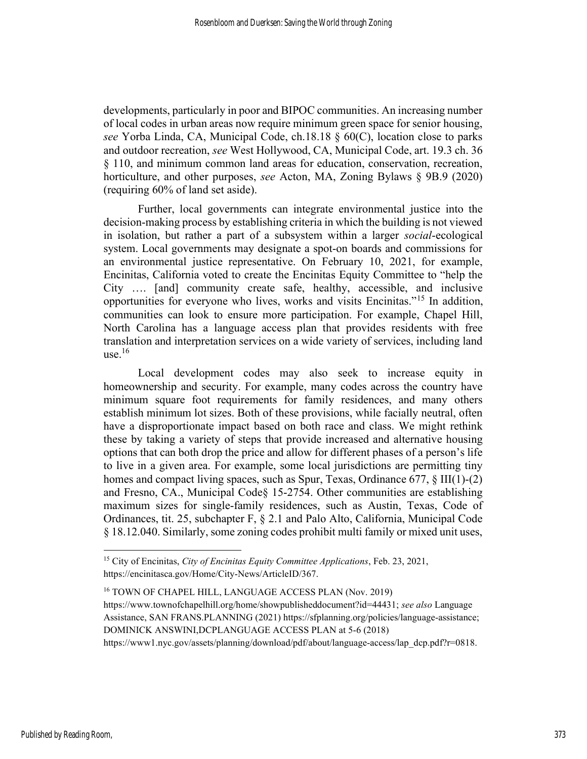developments, particularly in poor and BIPOC communities. An increasing number of local codes in urban areas now require minimum green space for senior housing, *see* Yorba Linda, CA, Municipal Code, ch.18.18 § 60(C), location close to parks and outdoor recreation, *see* West Hollywood, CA, Municipal Code, art. 19.3 ch. 36 § 110, and minimum common land areas for education, conservation, recreation, horticulture, and other purposes, *see* Acton, MA, Zoning Bylaws § 9B.9 (2020) (requiring 60% of land set aside).

Further, local governments can integrate environmental justice into the decision-making process by establishing criteria in which the building is not viewed in isolation, but rather a part of a subsystem within a larger *social*-ecological system. Local governments may designate a spot-on boards and commissions for an environmental justice representative. On February 10, 2021, for example, Encinitas, California voted to create the Encinitas Equity Committee to "help the City …. [and] community create safe, healthy, accessible, and inclusive opportunities for everyone who lives, works and visits Encinitas."[15] In addition, communities can look to ensure more participation. For example, Chapel Hill, North Carolina has a language access plan that provides residents with free translation and interpretation services on a wide variety of services, including land use.[16]

Local development codes may also seek to increase equity in homeownership and security. For example, many codes across the country have minimum square foot requirements for family residences, and many others establish minimum lot sizes. Both of these provisions, while facially neutral, often have a disproportionate impact based on both race and class. We might rethink these by taking a variety of steps that provide increased and alternative housing options that can both drop the price and allow for different phases of a person's life to live in a given area. For example, some local jurisdictions are permitting tiny homes and compact living spaces, such as Spur, Texas, Ordinance 677, § III(1)-(2) and Fresno, CA., Municipal Code§ 15-2754. Other communities are establishing maximum sizes for single-family residences, such as Austin, Texas, Code of Ordinances, tit. 25, subchapter F, § 2.1 and Palo Alto, California, Municipal Code § 18.12.040. Similarly, some zoning codes prohibit multi family or mixed unit uses,

---

[15] City of Encinitas, *City of Encinitas Equity Committee Applications*, Feb. 23, 2021, https://encinitasca.gov/Home/City-News/ArticleID/367.

[16] TOWN OF CHAPEL HILL, LANGUAGE ACCESS PLAN (Nov. 2019) https://www.townofchapelhill.org/home/showpublisheddocument?id=44431; *see also* Language Assistance, SAN FRANS.PLANNING (2021) https://sfplanning.org/policies/language-assistance; DOMINICK ANSWINI,DCPLANGUAGE ACCESS PLAN at 5-6 (2018) https://www1.nyc.gov/assets/planning/download/pdf/about/language-access/lap_dcp.pdf?r=0818.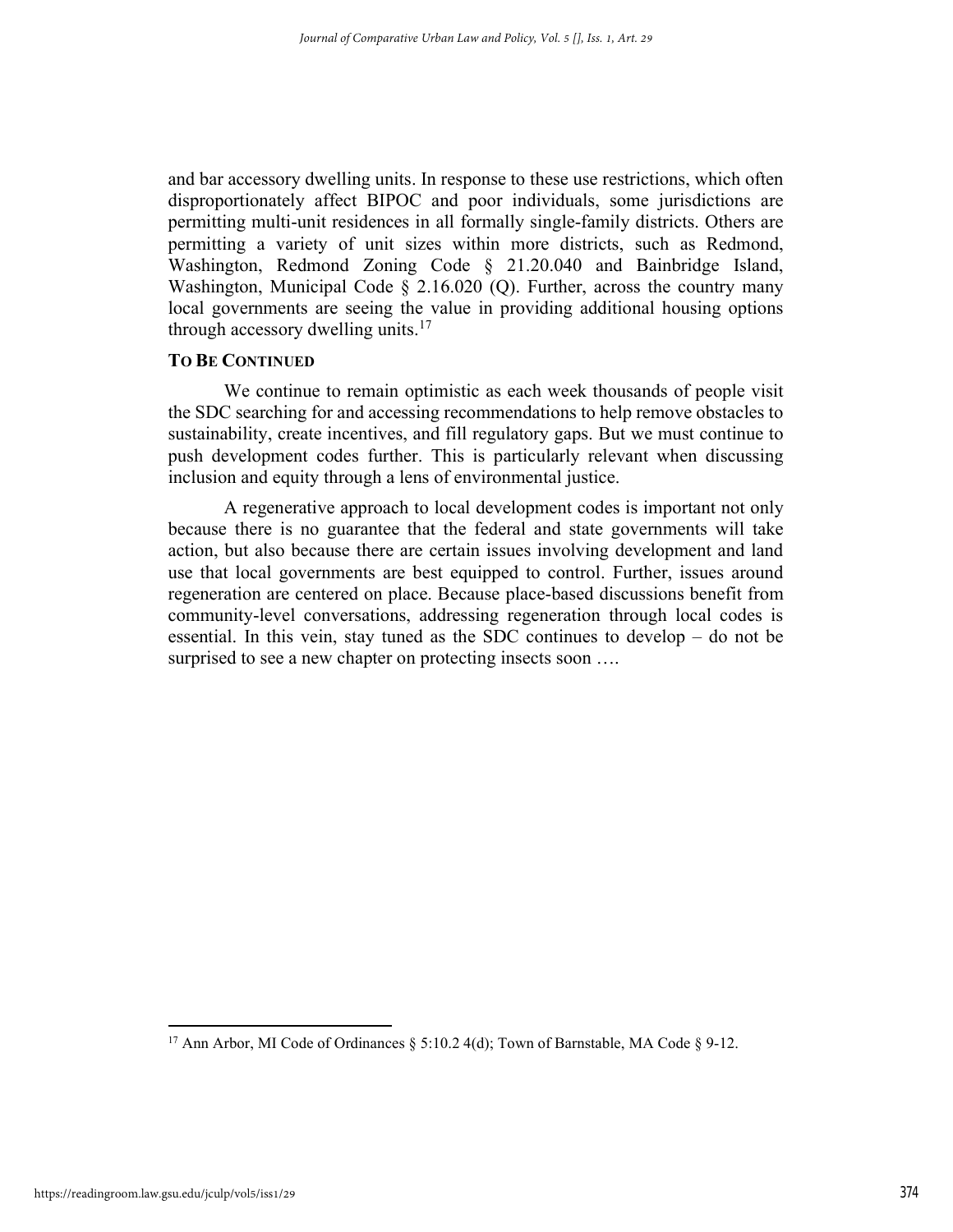and bar accessory dwelling units. In response to these use restrictions, which often disproportionately affect BIPOC and poor individuals, some jurisdictions are permitting multi-unit residences in all formally single-family districts. Others are permitting a variety of unit sizes within more districts, such as Redmond, Washington, Redmond Zoning Code § 21.20.040 and Bainbridge Island, Washington, Municipal Code § 2.16.020 (Q). Further, across the country many local governments are seeing the value in providing additional housing options through accessory dwelling units.[17]

## TO BE CONTINUED

We continue to remain optimistic as each week thousands of people visit the SDC searching for and accessing recommendations to help remove obstacles to sustainability, create incentives, and fill regulatory gaps. But we must continue to push development codes further. This is particularly relevant when discussing inclusion and equity through a lens of environmental justice.

A regenerative approach to local development codes is important not only because there is no guarantee that the federal and state governments will take action, but also because there are certain issues involving development and land use that local governments are best equipped to control. Further, issues around regeneration are centered on place. Because place-based discussions benefit from community-level conversations, addressing regeneration through local codes is essential. In this vein, stay tuned as the SDC continues to develop – do not be surprised to see a new chapter on protecting insects soon ….

[17] Ann Arbor, MI Code of Ordinances § 5:10.2 4(d); Town of Barnstable, MA Code § 9-12.